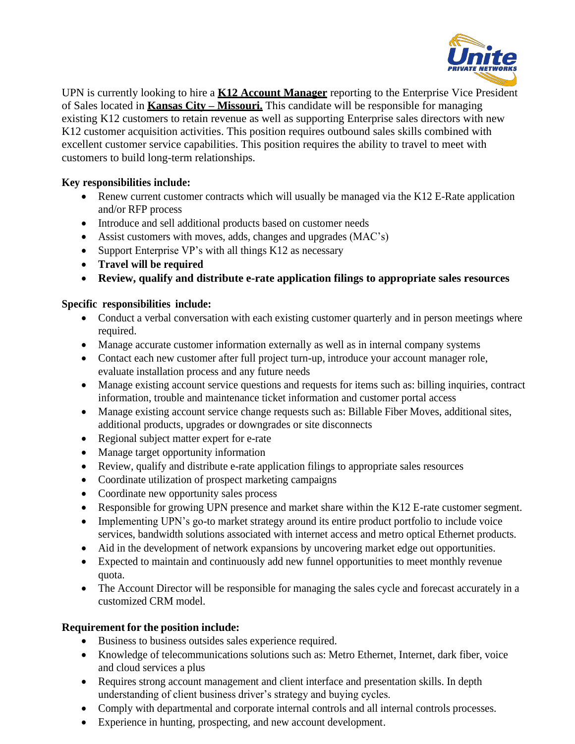UPN is currently looking to hire a **K12 Account Manager** reporting to the Enterprise Vice President of Sales located in **Kansas City – Missouri.** This candidate will be responsible for managing existing K12 customers to retain revenue as well as supporting Enterprise sales directors with new K12 customer acquisition activities. This position requires outbound sales skills combined with excellent customer service capabilities. This position requires the ability to travel to meet with customers to build long-term relationships.

**Key responsibilities include:**

- Renew current customer contracts which will usually be managed via the K12 E-Rate application and/or RFP process
- Introduce and sell additional products based on customer needs
- Assist customers with moves, adds, changes and upgrades (MAC's)
- Support Enterprise VP's with all things K12 as necessary
- **Travel will be required**
- **Review, qualify and distribute e-rate application filings to appropriate sales resources**

**Specific responsibilities include:**

- Conduct a verbal conversation with each existing customer quarterly and in person meetings where required.
- Manage accurate customer information externally as well as in internal company systems
- Contact each new customer after full project turn-up, introduce your account manager role, evaluate installation process and any future needs
- Manage existing account service questions and requests for items such as: billing inquiries, contract information, trouble and maintenance ticket information and customer portal access
- Manage existing account service change requests such as: Billable Fiber Moves, additional sites, additional products, upgrades or downgrades or site disconnects
- Regional subject matter expert for e-rate
- Manage target opportunity information
- Review, qualify and distribute e-rate application filings to appropriate sales resources
- Coordinate utilization of prospect marketing campaigns
- Coordinate new opportunity sales process
- Responsible for growing UPN presence and market share within the K12 E-rate customer segment.
- Implementing UPN's go-to market strategy around its entire product portfolio to include voice services, bandwidth solutions associated with internet access and metro optical Ethernet products.
- Aid in the development of network expansions by uncovering market edge out opportunities.
- Expected to maintain and continuously add new funnel opportunities to meet monthly revenue quota.
- The Account Director will be responsible for managing the sales cycle and forecast accurately in a customized CRM model.

**Requirement for the position include:**

- Business to business outsides sales experience required.
- Knowledge of telecommunications solutions such as: Metro Ethernet, Internet, dark fiber, voice and cloud services a plus
- Requires strong account management and client interface and presentation skills. In depth understanding of client business driver's strategy and buying cycles.
- Comply with departmental and corporate internal controls and all internal controls processes.
- Experience in hunting, prospecting, and new account development.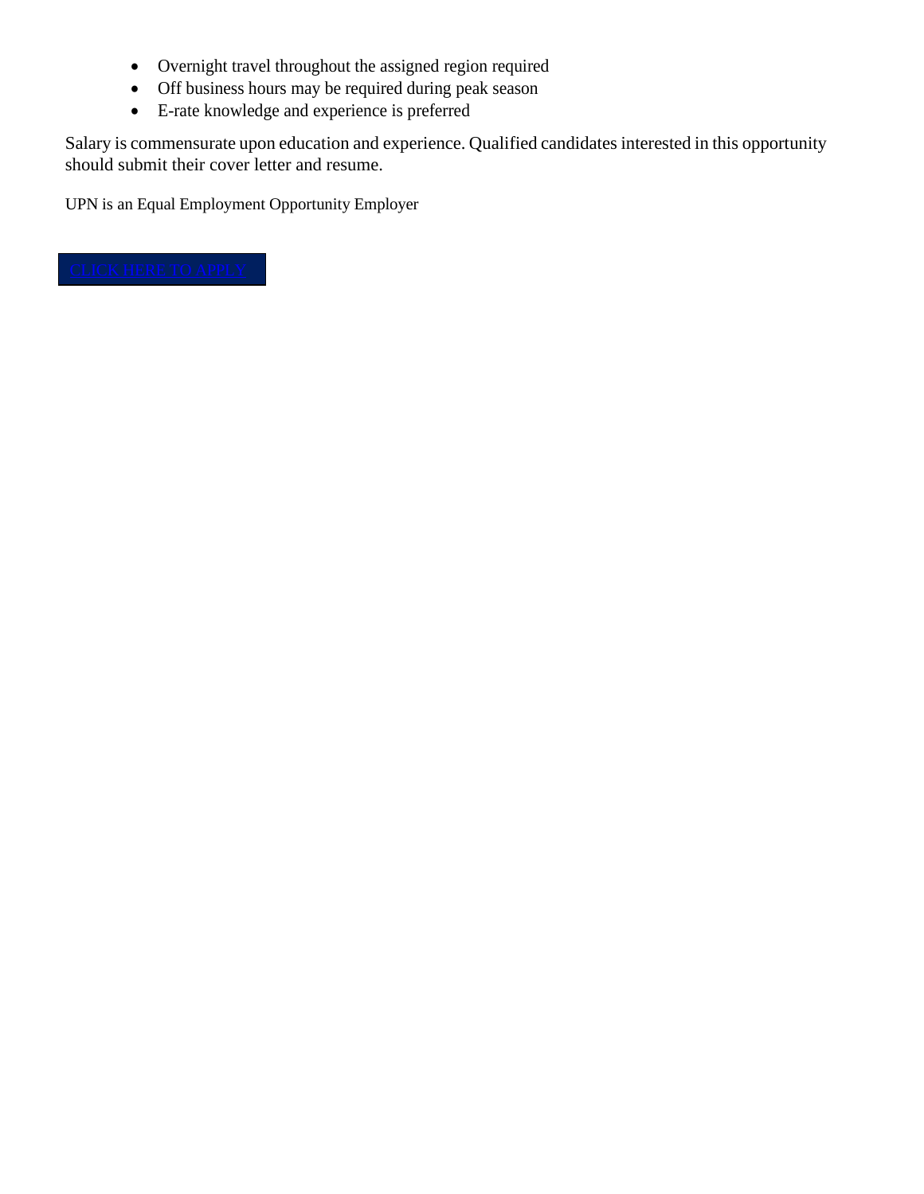- Overnight travel throughout the assigned region required
- Off business hours may be required during peak season
- E-rate knowledge and experience is preferred

Salary is commensurate upon education and experience. Qualified candidates interested in this opportunity should submit their cover letter and resume.

UPN is an Equal Employment Opportunity Employer

CLICK HERE TO APPLY